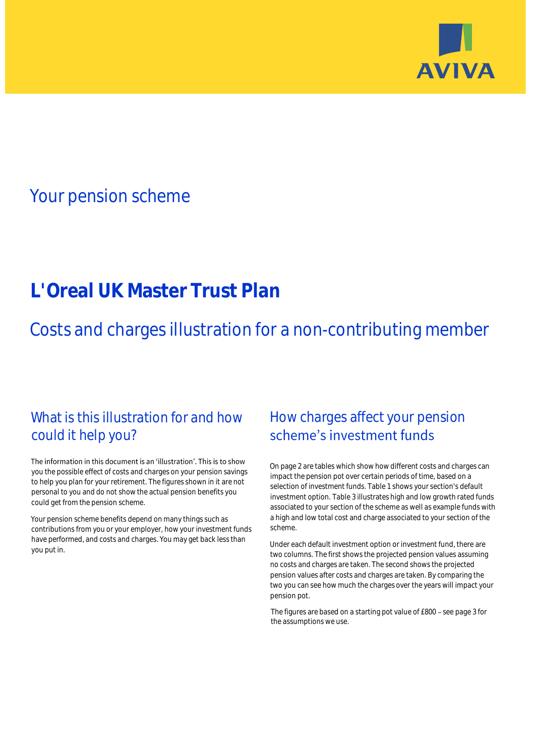AVIVA

## Your pension scheme

# L'Oreal UK Master Trust Plan

## Costs and charges illustration for a non-contributing member

### What is this illustration for and how could it help you?

The information in this document is an 'illustration'. This is to show you the possible effect of costs and charges on your pension savings to help you plan for your retirement. The figures shown in it are not personal to you and do not show the actual pension benefits you could get from the pension scheme.

Your pension scheme benefits depend on many things such as contributions from you or your employer, how your investment funds have performed, and costs and charges. You may get back less than you put in.

### How charges affect your pension scheme's investment funds

On page 2 are tables which show how different costs and charges can impact the pension pot over certain periods of time, based on a selection of investment funds. Table 1 shows your section's default investment option. Table 3 illustrates high and low growth rated funds associated to your section of the scheme as well as example funds with a high and low total cost and charge associated to your section of the scheme.

Under each default investment option or investment fund, there are two columns. The first shows the projected pension values assuming no costs and charges are taken. The second shows the projected pension values after costs and charges are taken. By comparing the two you can see how much the charges over the years will impact your pension pot.

The figures are based on a starting pot value of £800 – see page 3 for the assumptions we use.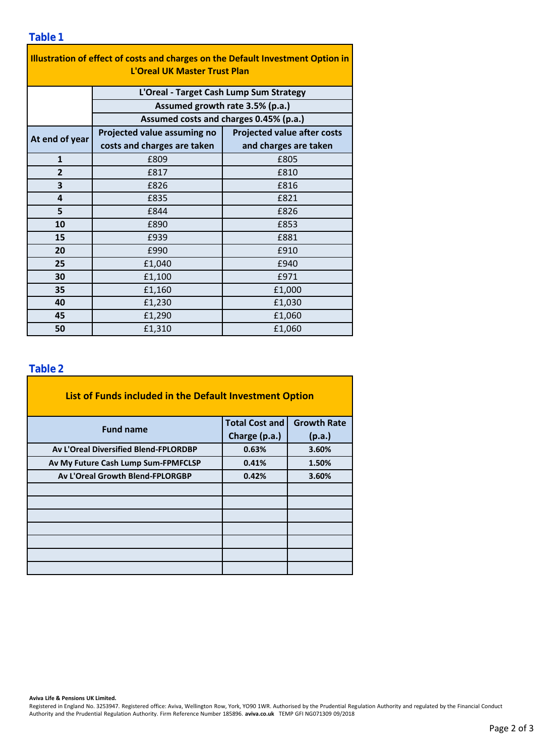## Table 1

| Illustration of effect of costs and charges on the Default Investment Option in L'Oreal UK Master Trust Plan | | |
|---|---|---|
| | L'Oreal - Target Cash Lump Sum Strategy | |
| | Assumed growth rate 3.5% (p.a.) | |
| | Assumed costs and charges 0.45% (p.a.) | |
| **At end of year** | **Projected value assuming no costs and charges are taken** | **Projected value after costs and charges are taken** |
| **1** | £809 | £805 |
| **2** | £817 | £810 |
| **3** | £826 | £816 |
| **4** | £835 | £821 |
| **5** | £844 | £826 |
| **10** | £890 | £853 |
| **15** | £939 | £881 |
| **20** | £990 | £910 |
| **25** | £1,040 | £940 |
| **30** | £1,100 | £971 |
| **35** | £1,160 | £1,000 |
| **40** | £1,230 | £1,030 |
| **45** | £1,290 | £1,060 |
| **50** | £1,310 | £1,060 |

## Table 2

| List of Funds included in the Default Investment Option | | |
|---|---|---|
| **Fund name** | **Total Cost and Charge (p.a.)** | **Growth Rate (p.a.)** |
| **Av L'Oreal Diversified Blend-FPLORDBP** | **0.63%** | **3.60%** |
| **Av My Future Cash Lump Sum-FPMFCLSP** | **0.41%** | **1.50%** |
| **Av L'Oreal Growth Blend-FPLORGBP** | **0.42%** | **3.60%** |
| | | |
| | | |
| | | |
| | | |
| | | |
| | | |
| | | |

**Aviva Life & Pensions UK Limited.**
Registered in England No. 3253947. Registered office: Aviva, Wellington Row, York, YO90 1WR. Authorised by the Prudential Regulation Authority and regulated by the Financial Conduct Authority and the Prudential Regulation Authority. Firm Reference Number 185896. **aviva.co.uk** TEMP GFI NG071309 09/2018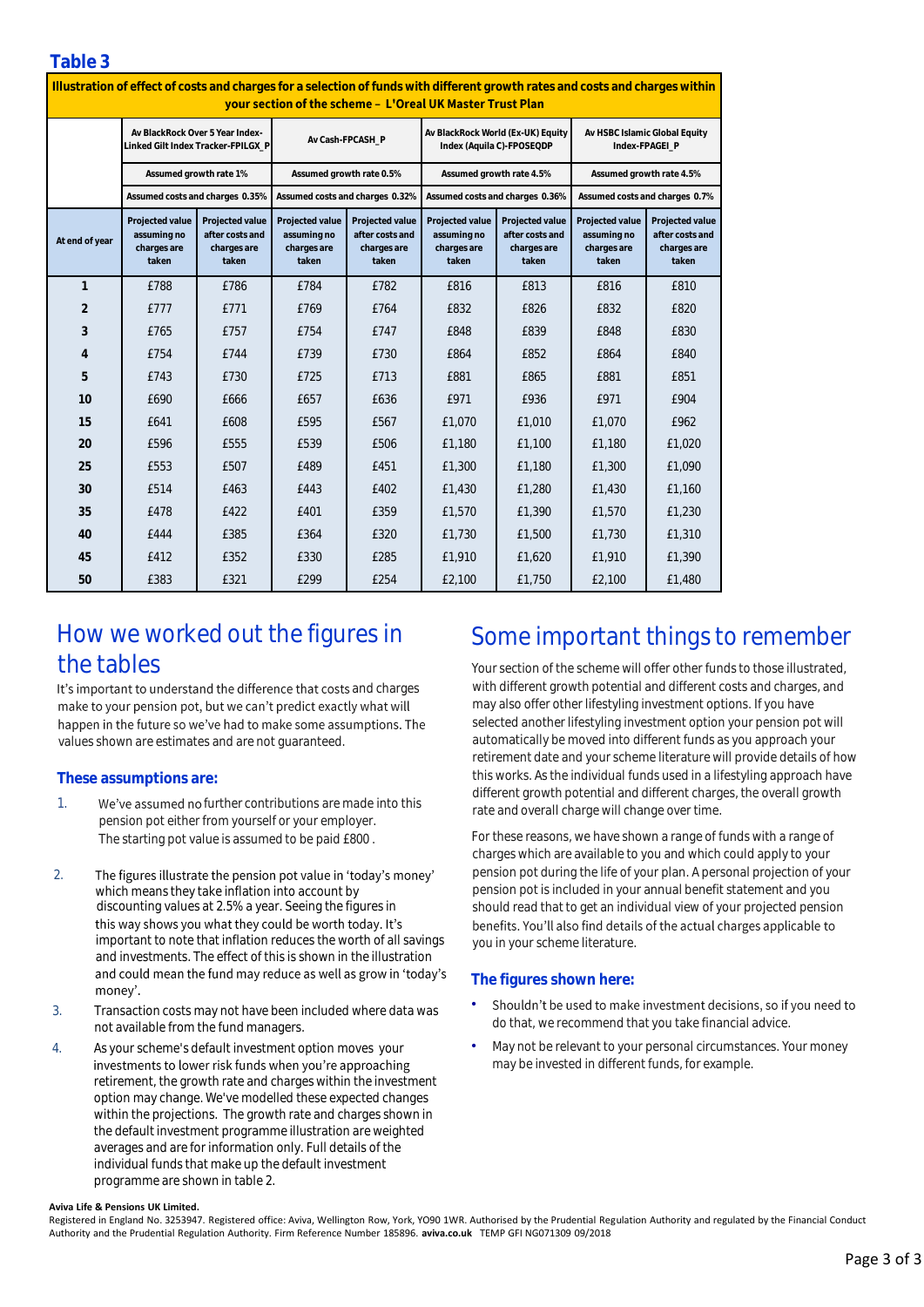## Table 3

| Illustration of effect of costs and charges for a selection of funds with different growth rates and costs and charges within your section of the scheme – L'Oreal UK Master Trust Plan | | | | | | | | |
|---|---|---|---|---|---|---|---|---|
| | Av BlackRock Over 5 Year Index-Linked Gilt Index Tracker-FPILGX_P | | Av Cash-FPCASH_P | | Av BlackRock World (Ex-UK) Equity Index (Aquila C)-FPOSEQDP | | Av HSBC Islamic Global Equity Index-FPAGEI_P | |
| | Assumed growth rate 1% | | Assumed growth rate 0.5% | | Assumed growth rate 4.5% | | Assumed growth rate 4.5% | |
| | Assumed costs and charges 0.35% | | Assumed costs and charges 0.32% | | Assumed costs and charges 0.36% | | Assumed costs and charges 0.7% | |
| At end of year | Projected value assuming no charges are taken | Projected value after costs and charges are taken | Projected value assuming no charges are taken | Projected value after costs and charges are taken | Projected value assuming no charges are taken | Projected value after costs and charges are taken | Projected value assuming no charges are taken | Projected value after costs and charges are taken |
| 1 | £788 | £786 | £784 | £782 | £816 | £813 | £816 | £810 |
| 2 | £777 | £771 | £769 | £764 | £832 | £826 | £832 | £820 |
| 3 | £765 | £757 | £754 | £747 | £848 | £839 | £848 | £830 |
| 4 | £754 | £744 | £739 | £730 | £864 | £852 | £864 | £840 |
| 5 | £743 | £730 | £725 | £713 | £881 | £865 | £881 | £851 |
| 10 | £690 | £666 | £657 | £636 | £971 | £936 | £971 | £904 |
| 15 | £641 | £608 | £595 | £567 | £1,070 | £1,010 | £1,070 | £962 |
| 20 | £596 | £555 | £539 | £506 | £1,180 | £1,100 | £1,180 | £1,020 |
| 25 | £553 | £507 | £489 | £451 | £1,300 | £1,180 | £1,300 | £1,090 |
| 30 | £514 | £463 | £443 | £402 | £1,430 | £1,280 | £1,430 | £1,160 |
| 35 | £478 | £422 | £401 | £359 | £1,570 | £1,390 | £1,570 | £1,230 |
| 40 | £444 | £385 | £364 | £320 | £1,730 | £1,500 | £1,730 | £1,310 |
| 45 | £412 | £352 | £330 | £285 | £1,910 | £1,620 | £1,910 | £1,390 |
| 50 | £383 | £321 | £299 | £254 | £2,100 | £1,750 | £2,100 | £1,480 |

# How we worked out the figures in the tables

It's important to understand the difference that costs and charges make to your pension pot, but we can't predict exactly what will happen in the future so we've had to make some assumptions. The values shown are estimates and are not guaranteed.

### These assumptions are:

1. We've assumed no further contributions are made into this pension pot either from yourself or your employer. The starting pot value is assumed to be paid £800 .
2. The figures illustrate the pension pot value in 'today's money' which means they take inflation into account by discounting values at 2.5% a year. Seeing the figures in this way shows you what they could be worth today. It's important to note that inflation reduces the worth of all savings and investments. The effect of this is shown in the illustration and could mean the fund may reduce as well as grow in 'today's money'.
3. Transaction costs may not have been included where data was not available from the fund managers.
4. As your scheme's default investment option moves your investments to lower risk funds when you're approaching retirement, the growth rate and charges within the investment option may change. We've modelled these expected changes within the projections. The growth rate and charges shown in the default investment programme illustration are weighted averages and are for information only. Full details of the individual funds that make up the default investment programme are shown in table 2.

# Some important things to remember

Your section of the scheme will offer other funds to those illustrated, with different growth potential and different costs and charges, and may also offer other lifestyling investment options. If you have selected another lifestyling investment option your pension pot will automatically be moved into different funds as you approach your retirement date and your scheme literature will provide details of how this works. As the individual funds used in a lifestyling approach have different growth potential and different charges, the overall growth rate and overall charge will change over time.

For these reasons, we have shown a range of funds with a range of charges which are available to you and which could apply to your pension pot during the life of your plan. A personal projection of your pension pot is included in your annual benefit statement and you should read that to get an individual view of your projected pension benefits. You'll also find details of the actual charges applicable to you in your scheme literature.

### The figures shown here:

- Shouldn't be used to make investment decisions, so if you need to do that, we recommend that you take financial advice.
- May not be relevant to your personal circumstances. Your money may be invested in different funds, for example.

**Aviva Life & Pensions UK Limited.**
Registered in England No. 3253947. Registered office: Aviva, Wellington Row, York, YO90 1WR. Authorised by the Prudential Regulation Authority and regulated by the Financial Conduct Authority and the Prudential Regulation Authority. Firm Reference Number 185896. **aviva.co.uk** TEMP GFI NG071309 09/2018